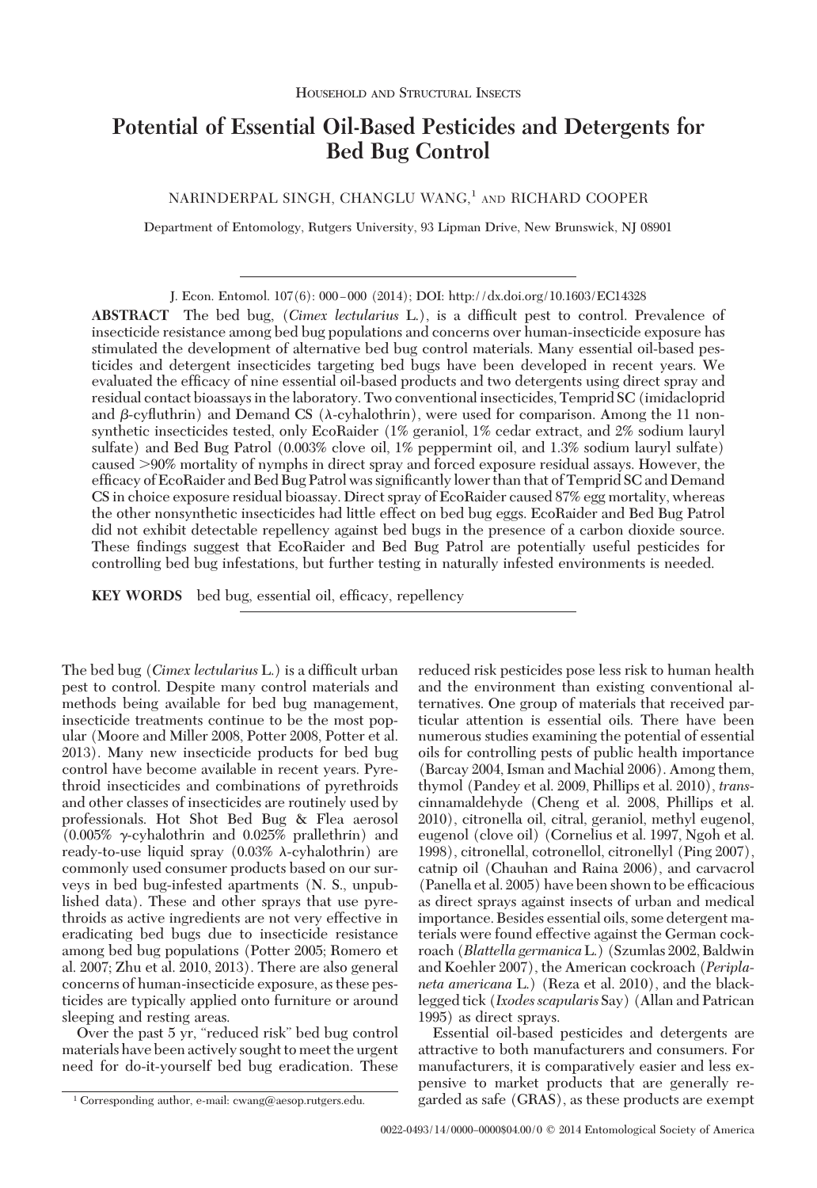Household and Structural Insects

# Potential of Essential Oil-Based Pesticides and Detergents for Bed Bug Control

NARINDERPAL SINGH, CHANGLU WANG,[1] AND RICHARD COOPER

Department of Entomology, Rutgers University, 93 Lipman Drive, New Brunswick, NJ 08901

J. Econ. Entomol. 107(6): 000–000 (2014); DOI: http://dx.doi.org/10.1603/EC14328

**ABSTRACT** The bed bug, (*Cimex lectularius* L.), is a difficult pest to control. Prevalence of insecticide resistance among bed bug populations and concerns over human-insecticide exposure has stimulated the development of alternative bed bug control materials. Many essential oil-based pesticides and detergent insecticides targeting bed bugs have been developed in recent years. We evaluated the efficacy of nine essential oil-based products and two detergents using direct spray and residual contact bioassays in the laboratory. Two conventional insecticides, Temprid SC (imidacloprid and $\beta$-cyfluthrin) and Demand CS ($\lambda$-cyhalothrin), were used for comparison. Among the 11 nonsynthetic insecticides tested, only EcoRaider (1% geraniol, 1% cedar extract, and 2% sodium lauryl sulfate) and Bed Bug Patrol (0.003% clove oil, 1% peppermint oil, and 1.3% sodium lauryl sulfate) caused >90% mortality of nymphs in direct spray and forced exposure residual assays. However, the efficacy of EcoRaider and Bed Bug Patrol was significantly lower than that of Temprid SC and Demand CS in choice exposure residual bioassay. Direct spray of EcoRaider caused 87% egg mortality, whereas the other nonsynthetic insecticides had little effect on bed bug eggs. EcoRaider and Bed Bug Patrol did not exhibit detectable repellency against bed bugs in the presence of a carbon dioxide source. These findings suggest that EcoRaider and Bed Bug Patrol are potentially useful pesticides for controlling bed bug infestations, but further testing in naturally infested environments is needed.

**KEY WORDS** bed bug, essential oil, efficacy, repellency

The bed bug (*Cimex lectularius* L.) is a difficult urban pest to control. Despite many control materials and methods being available for bed bug management, insecticide treatments continue to be the most popular (Moore and Miller 2008, Potter 2008, Potter et al. 2013). Many new insecticide products for bed bug control have become available in recent years. Pyrethroid insecticides and combinations of pyrethroids and other classes of insecticides are routinely used by professionals. Hot Shot Bed Bug & Flea aerosol (0.005% $\gamma$-cyhalothrin and 0.025% prallethrin) and ready-to-use liquid spray (0.03% $\lambda$-cyhalothrin) are commonly used consumer products based on our surveys in bed bug-infested apartments (N. S., unpublished data). These and other sprays that use pyrethroids as active ingredients are not very effective in eradicating bed bugs due to insecticide resistance among bed bug populations (Potter 2005; Romero et al. 2007; Zhu et al. 2010, 2013). There are also general concerns of human-insecticide exposure, as these pesticides are typically applied onto furniture or around sleeping and resting areas.

Over the past 5 yr, "reduced risk" bed bug control materials have been actively sought to meet the urgent need for do-it-yourself bed bug eradication. These reduced risk pesticides pose less risk to human health and the environment than existing conventional alternatives. One group of materials that received particular attention is essential oils. There have been numerous studies examining the potential of essential oils for controlling pests of public health importance (Barcay 2004, Isman and Machial 2006). Among them, thymol (Pandey et al. 2009, Phillips et al. 2010), *trans*-cinnamaldehyde (Cheng et al. 2008, Phillips et al. 2010), citronella oil, citral, geraniol, methyl eugenol, eugenol (clove oil) (Cornelius et al. 1997, Ngoh et al. 1998), citronellal, cotronellol, citronellyl (Ping 2007), catnip oil (Chauhan and Raina 2006), and carvacrol (Panella et al. 2005) have been shown to be efficacious as direct sprays against insects of urban and medical importance. Besides essential oils, some detergent materials were found effective against the German cockroach (*Blattella germanica* L.) (Szumlas 2002, Baldwin and Koehler 2007), the American cockroach (*Periplaneta americana* L.) (Reza et al. 2010), and the blacklegged tick (*Ixodes scapularis* Say) (Allan and Patrican 1995) as direct sprays.

Essential oil-based pesticides and detergents are attractive to both manufacturers and consumers. For manufacturers, it is comparatively easier and less expensive to market products that are generally regarded as safe (GRAS), as these products are exempt

[1] Corresponding author, e-mail: cwang@aesop.rutgers.edu.

0022-0493/14/0000–0000$04.00/0 © 2014 Entomological Society of America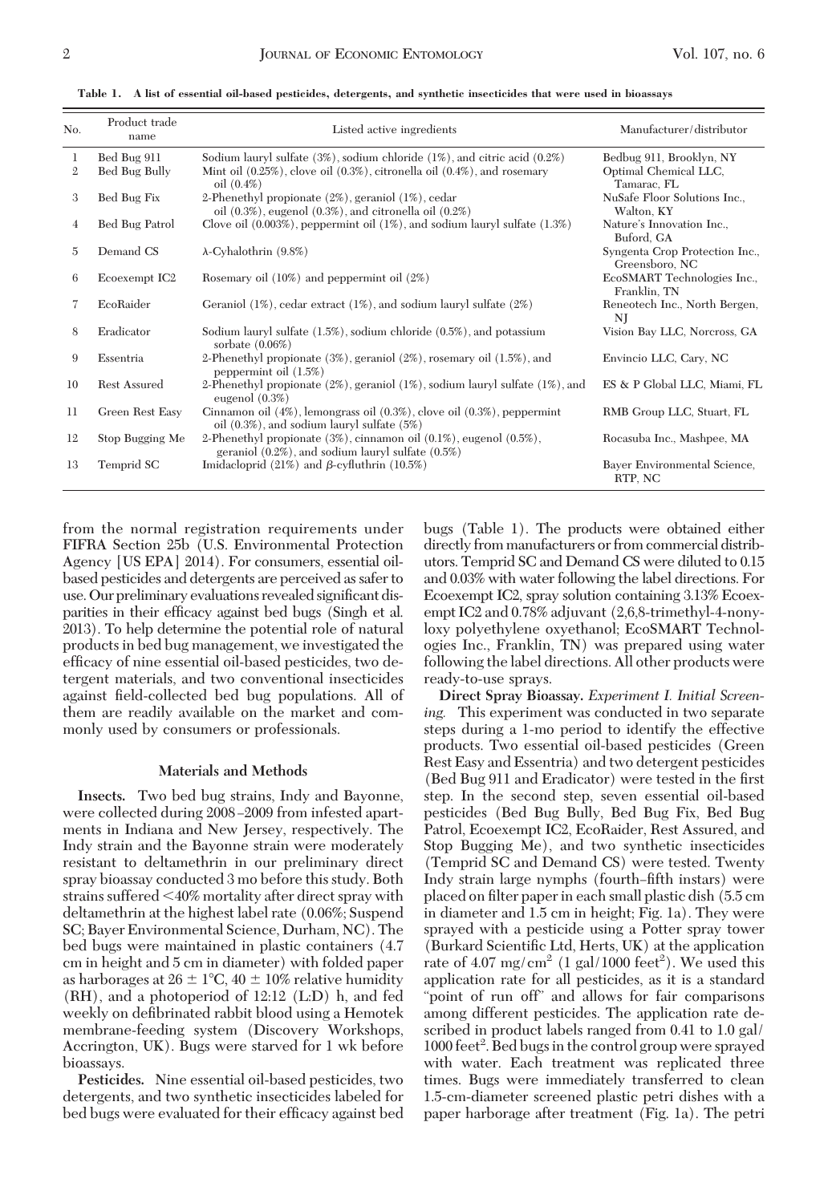**Table 1. A list of essential oil-based pesticides, detergents, and synthetic insecticides that were used in bioassays**

| No. | Product trade name | Listed active ingredients | Manufacturer/distributor |
|---|---|---|---|
| 1 | Bed Bug 911 | Sodium lauryl sulfate (3%), sodium chloride (1%), and citric acid (0.2%) | Bedbug 911, Brooklyn, NY |
| 2 | Bed Bug Bully | Mint oil (0.25%), clove oil (0.3%), citronella oil (0.4%), and rosemary oil (0.4%) | Optimal Chemical LLC, Tamarac, FL |
| 3 | Bed Bug Fix | 2-Phenethyl propionate (2%), geraniol (1%), cedar oil (0.3%), eugenol (0.3%), and citronella oil (0.2%) | NuSafe Floor Solutions Inc., Walton, KY |
| 4 | Bed Bug Patrol | Clove oil (0.003%), peppermint oil (1%), and sodium lauryl sulfate (1.3%) | Nature's Innovation Inc., Buford, GA |
| 5 | Demand CS | λ-Cyhalothrin (9.8%) | Syngenta Crop Protection Inc., Greensboro, NC |
| 6 | Ecoexempt IC2 | Rosemary oil (10%) and peppermint oil (2%) | EcoSMART Technologies Inc., Franklin, TN |
| 7 | EcoRaider | Geraniol (1%), cedar extract (1%), and sodium lauryl sulfate (2%) | Reneotech Inc., North Bergen, NJ |
| 8 | Eradicator | Sodium lauryl sulfate (1.5%), sodium chloride (0.5%), and potassium sorbate (0.06%) | Vision Bay LLC, Norcross, GA |
| 9 | Essentria | 2-Phenethyl propionate (3%), geraniol (2%), rosemary oil (1.5%), and peppermint oil (1.5%) | Envincio LLC, Cary, NC |
| 10 | Rest Assured | 2-Phenethyl propionate (2%), geraniol (1%), sodium lauryl sulfate (1%), and eugenol (0.3%) | ES & P Global LLC, Miami, FL |
| 11 | Green Rest Easy | Cinnamon oil (4%), lemongrass oil (0.3%), clove oil (0.3%), peppermint oil (0.3%), and sodium lauryl sulfate (5%) | RMB Group LLC, Stuart, FL |
| 12 | Stop Bugging Me | 2-Phenethyl propionate (3%), cinnamon oil (0.1%), eugenol (0.5%), geraniol (0.2%), and sodium lauryl sulfate (0.5%) | Rocasuba Inc., Mashpee, MA |
| 13 | Temprid SC | Imidacloprid (21%) and β-cyfluthrin (10.5%) | Bayer Environmental Science, RTP, NC |

from the normal registration requirements under FIFRA Section 25b (U.S. Environmental Protection Agency [US EPA] 2014). For consumers, essential oil-based pesticides and detergents are perceived as safer to use. Our preliminary evaluations revealed significant disparities in their efficacy against bed bugs (Singh et al. 2013). To help determine the potential role of natural products in bed bug management, we investigated the efficacy of nine essential oil-based pesticides, two detergent materials, and two conventional insecticides against field-collected bed bug populations. All of them are readily available on the market and commonly used by consumers or professionals.

## Materials and Methods

**Insects.** Two bed bug strains, Indy and Bayonne, were collected during 2008–2009 from infested apartments in Indiana and New Jersey, respectively. The Indy strain and the Bayonne strain were moderately resistant to deltamethrin in our preliminary direct spray bioassay conducted 3 mo before this study. Both strains suffered <40% mortality after direct spray with deltamethrin at the highest label rate (0.06%; Suspend SC; Bayer Environmental Science, Durham, NC). The bed bugs were maintained in plastic containers (4.7 cm in height and 5 cm in diameter) with folded paper as harborages at 26 ± 1°C, 40 ± 10% relative humidity (RH), and a photoperiod of 12:12 (L:D) h, and fed weekly on defibrinated rabbit blood using a Hemotek membrane-feeding system (Discovery Workshops, Accrington, UK). Bugs were starved for 1 wk before bioassays.

**Pesticides.** Nine essential oil-based pesticides, two detergents, and two synthetic insecticides labeled for bed bugs were evaluated for their efficacy against bed bugs (Table 1). The products were obtained either directly from manufacturers or from commercial distributors. Temprid SC and Demand CS were diluted to 0.15 and 0.03% with water following the label directions. For Ecoexempt IC2, spray solution containing 3.13% Ecoexempt IC2 and 0.78% adjuvant (2,6,8-trimethyl-4-nonyloxy polyethylene oxyethanol; EcoSMART Technologies Inc., Franklin, TN) was prepared using water following the label directions. All other products were ready-to-use sprays.

**Direct Spray Bioassay.** *Experiment I. Initial Screening.* This experiment was conducted in two separate steps during a 1-mo period to identify the effective products. Two essential oil-based pesticides (Green Rest Easy and Essentria) and two detergent pesticides (Bed Bug 911 and Eradicator) were tested in the first step. In the second step, seven essential oil-based pesticides (Bed Bug Bully, Bed Bug Fix, Bed Bug Patrol, Ecoexempt IC2, EcoRaider, Rest Assured, and Stop Bugging Me), and two synthetic insecticides (Temprid SC and Demand CS) were tested. Twenty Indy strain large nymphs (fourth–fifth instars) were placed on filter paper in each small plastic dish (5.5 cm in diameter and 1.5 cm in height; Fig. 1a). They were sprayed with a pesticide using a Potter spray tower (Burkard Scientific Ltd, Herts, UK) at the application rate of 4.07 mg/cm$^2$ (1 gal/1000 feet$^2$). We used this application rate for all pesticides, as it is a standard "point of run off" and allows for fair comparisons among different pesticides. The application rate described in product labels ranged from 0.41 to 1.0 gal/1000 feet$^2$. Bed bugs in the control group were sprayed with water. Each treatment was replicated three times. Bugs were immediately transferred to clean 1.5-cm-diameter screened plastic petri dishes with a paper harborage after treatment (Fig. 1a). The petri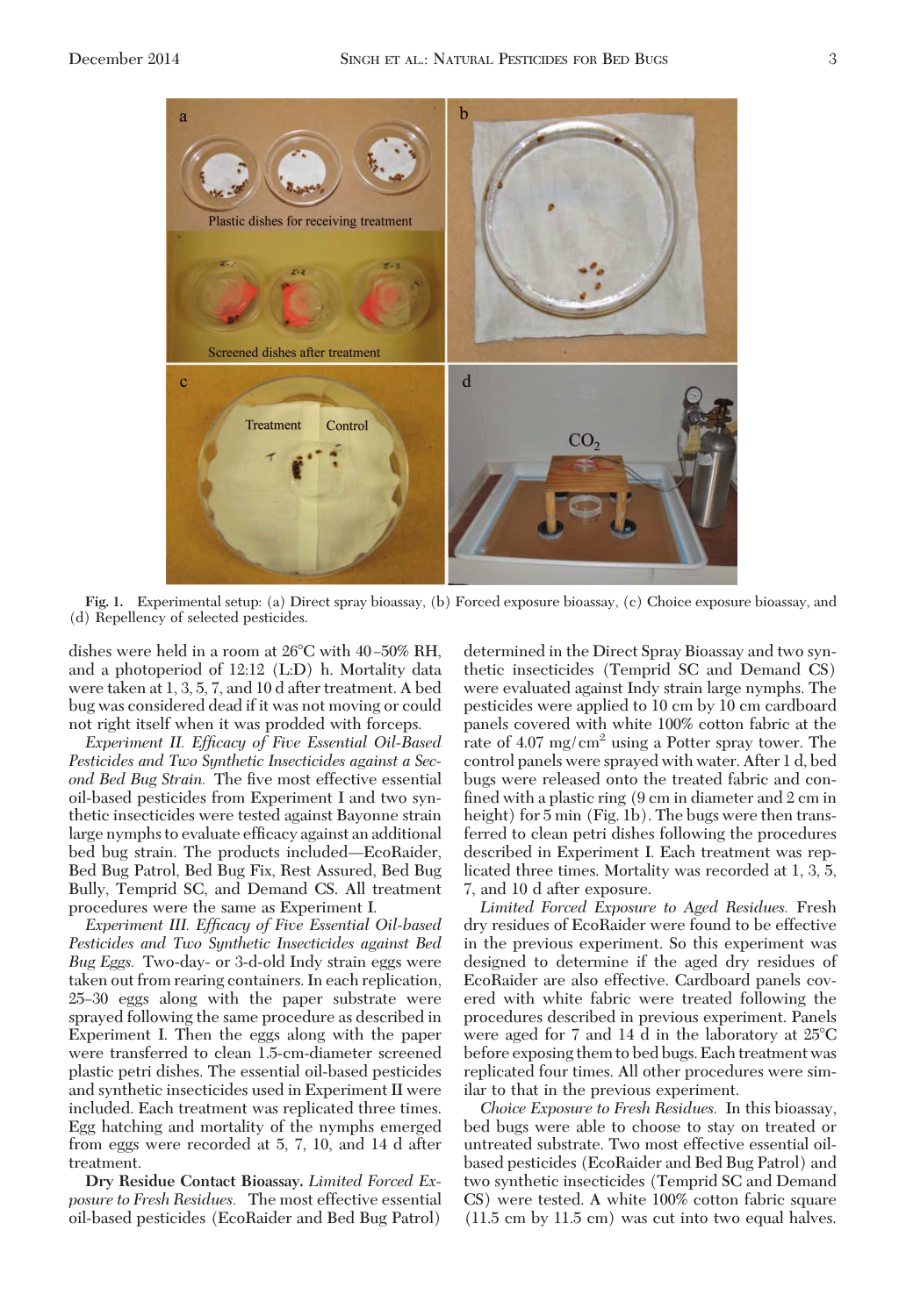Fig. 1. Experimental setup: (a) Direct spray bioassay, (b) Forced exposure bioassay, (c) Choice exposure bioassay, and (d) Repellency of selected pesticides.

dishes were held in a room at 26°C with 40–50% RH, and a photoperiod of 12:12 (L:D) h. Mortality data were taken at 1, 3, 5, 7, and 10 d after treatment. A bed bug was considered dead if it was not moving or could not right itself when it was prodded with forceps.

*Experiment II. Efficacy of Five Essential Oil-Based Pesticides and Two Synthetic Insecticides against a Second Bed Bug Strain.* The five most effective essential oil-based pesticides from Experiment I and two synthetic insecticides were tested against Bayonne strain large nymphs to evaluate efficacy against an additional bed bug strain. The products included—EcoRaider, Bed Bug Patrol, Bed Bug Fix, Rest Assured, Bed Bug Bully, Temprid SC, and Demand CS. All treatment procedures were the same as Experiment I.

*Experiment III. Efficacy of Five Essential Oil-based Pesticides and Two Synthetic Insecticides against Bed Bug Eggs.* Two-day- or 3-d-old Indy strain eggs were taken out from rearing containers. In each replication, 25–30 eggs along with the paper substrate were sprayed following the same procedure as described in Experiment I. Then the eggs along with the paper were transferred to clean 1.5-cm-diameter screened plastic petri dishes. The essential oil-based pesticides and synthetic insecticides used in Experiment II were included. Each treatment was replicated three times. Egg hatching and mortality of the nymphs emerged from eggs were recorded at 5, 7, 10, and 14 d after treatment.

**Dry Residue Contact Bioassay.** *Limited Forced Exposure to Fresh Residues.* The most effective essential oil-based pesticides (EcoRaider and Bed Bug Patrol) determined in the Direct Spray Bioassay and two synthetic insecticides (Temprid SC and Demand CS) were evaluated against Indy strain large nymphs. The pesticides were applied to 10 cm by 10 cm cardboard panels covered with white 100% cotton fabric at the rate of 4.07 mg/cm$^2$ using a Potter spray tower. The control panels were sprayed with water. After 1 d, bed bugs were released onto the treated fabric and confined with a plastic ring (9 cm in diameter and 2 cm in height) for 5 min (Fig. 1b). The bugs were then transferred to clean petri dishes following the procedures described in Experiment I. Each treatment was replicated three times. Mortality was recorded at 1, 3, 5, 7, and 10 d after exposure.

*Limited Forced Exposure to Aged Residues.* Fresh dry residues of EcoRaider were found to be effective in the previous experiment. So this experiment was designed to determine if the aged dry residues of EcoRaider are also effective. Cardboard panels covered with white fabric were treated following the procedures described in previous experiment. Panels were aged for 7 and 14 d in the laboratory at 25°C before exposing them to bed bugs. Each treatment was replicated four times. All other procedures were similar to that in the previous experiment.

*Choice Exposure to Fresh Residues.* In this bioassay, bed bugs were able to choose to stay on treated or untreated substrate. Two most effective essential oil-based pesticides (EcoRaider and Bed Bug Patrol) and two synthetic insecticides (Temprid SC and Demand CS) were tested. A white 100% cotton fabric square (11.5 cm by 11.5 cm) was cut into two equal halves.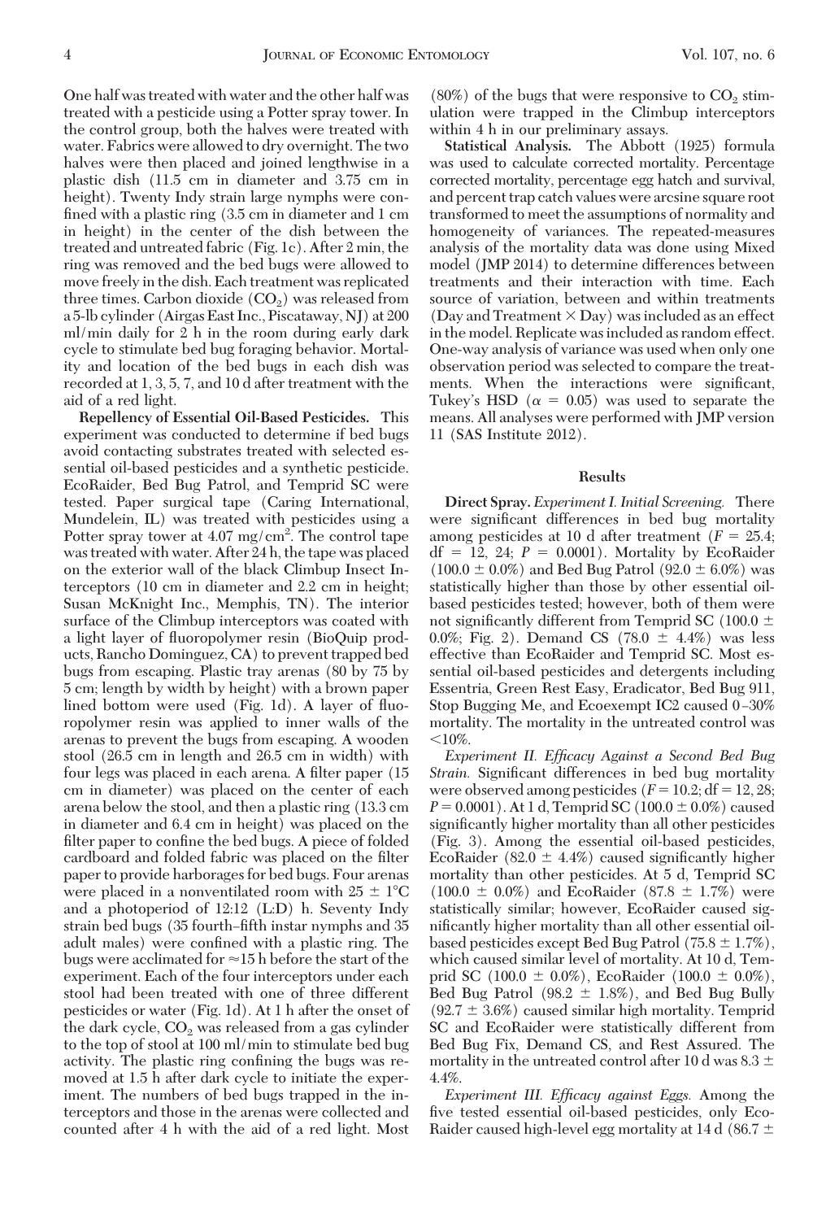One half was treated with water and the other half was treated with a pesticide using a Potter spray tower. In the control group, both the halves were treated with water. Fabrics were allowed to dry overnight. The two halves were then placed and joined lengthwise in a plastic dish (11.5 cm in diameter and 3.75 cm in height). Twenty Indy strain large nymphs were confined with a plastic ring (3.5 cm in diameter and 1 cm in height) in the center of the dish between the treated and untreated fabric (Fig. 1c). After 2 min, the ring was removed and the bed bugs were allowed to move freely in the dish. Each treatment was replicated three times. Carbon dioxide ($CO_2$) was released from a 5-lb cylinder (Airgas East Inc., Piscataway, NJ) at 200 ml/min daily for 2 h in the room during early dark cycle to stimulate bed bug foraging behavior. Mortality and location of the bed bugs in each dish was recorded at 1, 3, 5, 7, and 10 d after treatment with the aid of a red light.

**Repellency of Essential Oil-Based Pesticides.** This experiment was conducted to determine if bed bugs avoid contacting substrates treated with selected essential oil-based pesticides and a synthetic pesticide. EcoRaider, Bed Bug Patrol, and Temprid SC were tested. Paper surgical tape (Caring International, Mundelein, IL) was treated with pesticides using a Potter spray tower at 4.07 mg/cm$^2$. The control tape was treated with water. After 24 h, the tape was placed on the exterior wall of the black Climbup Insect Interceptors (10 cm in diameter and 2.2 cm in height; Susan McKnight Inc., Memphis, TN). The interior surface of the Climbup interceptors was coated with a light layer of fluoropolymer resin (BioQuip products, Rancho Dominguez, CA) to prevent trapped bed bugs from escaping. Plastic tray arenas (80 by 75 by 5 cm; length by width by height) with a brown paper lined bottom were used (Fig. 1d). A layer of fluoropolymer resin was applied to inner walls of the arenas to prevent the bugs from escaping. A wooden stool (26.5 cm in length and 26.5 cm in width) with four legs was placed in each arena. A filter paper (15 cm in diameter) was placed on the center of each arena below the stool, and then a plastic ring (13.3 cm in diameter and 6.4 cm in height) was placed on the filter paper to confine the bed bugs. A piece of folded cardboard and folded fabric was placed on the filter paper to provide harborages for bed bugs. Four arenas were placed in a nonventilated room with 25 ± 1°C and a photoperiod of 12:12 (L:D) h. Seventy Indy strain bed bugs (35 fourth–fifth instar nymphs and 35 adult males) were confined with a plastic ring. The bugs were acclimated for ≈15 h before the start of the experiment. Each of the four interceptors under each stool had been treated with one of three different pesticides or water (Fig. 1d). At 1 h after the onset of the dark cycle, $CO_2$ was released from a gas cylinder to the top of stool at 100 ml/min to stimulate bed bug activity. The plastic ring confining the bugs was removed at 1.5 h after dark cycle to initiate the experiment. The numbers of bed bugs trapped in the interceptors and those in the arenas were collected and counted after 4 h with the aid of a red light. Most (80%) of the bugs that were responsive to $CO_2$ stimulation were trapped in the Climbup interceptors within 4 h in our preliminary assays.

**Statistical Analysis.** The Abbott (1925) formula was used to calculate corrected mortality. Percentage corrected mortality, percentage egg hatch and survival, and percent trap catch values were arcsine square root transformed to meet the assumptions of normality and homogeneity of variances. The repeated-measures analysis of the mortality data was done using Mixed model (JMP 2014) to determine differences between treatments and their interaction with time. Each source of variation, between and within treatments (Day and Treatment × Day) was included as an effect in the model. Replicate was included as random effect. One-way analysis of variance was used when only one observation period was selected to compare the treatments. When the interactions were significant, Tukey's HSD ($\alpha$ = 0.05) was used to separate the means. All analyses were performed with JMP version 11 (SAS Institute 2012).

## Results

**Direct Spray.** *Experiment I. Initial Screening.* There were significant differences in bed bug mortality among pesticides at 10 d after treatment ($F$ = 25.4; df = 12, 24; $P$ = 0.0001). Mortality by EcoRaider (100.0 ± 0.0%) and Bed Bug Patrol (92.0 ± 6.0%) was statistically higher than those by other essential oil-based pesticides tested; however, both of them were not significantly different from Temprid SC (100.0 ± 0.0%; Fig. 2). Demand CS (78.0 ± 4.4%) was less effective than EcoRaider and Temprid SC. Most essential oil-based pesticides and detergents including Essentria, Green Rest Easy, Eradicator, Bed Bug 911, Stop Bugging Me, and Ecoexempt IC2 caused 0–30% mortality. The mortality in the untreated control was <10%.

*Experiment II. Efficacy Against a Second Bed Bug Strain.* Significant differences in bed bug mortality were observed among pesticides ($F$ = 10.2; df = 12, 28; $P$ = 0.0001). At 1 d, Temprid SC (100.0 ± 0.0%) caused significantly higher mortality than all other pesticides (Fig. 3). Among the essential oil-based pesticides, EcoRaider (82.0 ± 4.4%) caused significantly higher mortality than other pesticides. At 5 d, Temprid SC (100.0 ± 0.0%) and EcoRaider (87.8 ± 1.7%) were statistically similar; however, EcoRaider caused significantly higher mortality than all other essential oil-based pesticides except Bed Bug Patrol (75.8 ± 1.7%), which caused similar level of mortality. At 10 d, Temprid SC (100.0 ± 0.0%), EcoRaider (100.0 ± 0.0%), Bed Bug Patrol (98.2 ± 1.8%), and Bed Bug Bully (92.7 ± 3.6%) caused similar high mortality. Temprid SC and EcoRaider were statistically different from Bed Bug Fix, Demand CS, and Rest Assured. The mortality in the untreated control after 10 d was 8.3 ± 4.4%.

*Experiment III. Efficacy against Eggs.* Among the five tested essential oil-based pesticides, only EcoRaider caused high-level egg mortality at 14 d (86.7 ±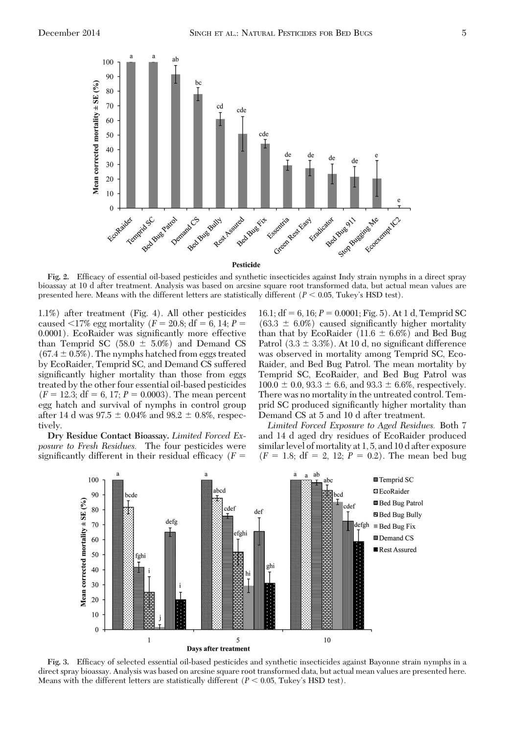Fig. 2. Efficacy of essential oil-based pesticides and synthetic insecticides against Indy strain nymphs in a direct spray bioassay at 10 d after treatment. Analysis was based on arcsine square root transformed data, but actual mean values are presented here. Means with the different letters are statistically different ($P < 0.05$, Tukey's HSD test).

1.1%) after treatment (Fig. 4). All other pesticides caused <17% egg mortality ($F = 20.8$; df = 6, 14; $P = 0.0001$). EcoRaider was significantly more effective than Temprid SC (58.0 ± 5.0%) and Demand CS (67.4 ± 0.5%). The nymphs hatched from eggs treated by EcoRaider, Temprid SC, and Demand CS suffered significantly higher mortality than those from eggs treated by the other four essential oil-based pesticides ($F = 12.3$; df = 6, 17; $P = 0.0003$). The mean percent egg hatch and survival of nymphs in control group after 14 d was 97.5 ± 0.04% and 98.2 ± 0.8%, respectively.

**Dry Residue Contact Bioassay.** *Limited Forced Exposure to Fresh Residues.* The four pesticides were significantly different in their residual efficacy ($F = 16.1$; df = 6, 16; $P = 0.0001$; Fig. 5). At 1 d, Temprid SC (63.3 ± 6.0%) caused significantly higher mortality than that by EcoRaider (11.6 ± 6.6%) and Bed Bug Patrol (3.3 ± 3.3%). At 10 d, no significant difference was observed in mortality among Temprid SC, EcoRaider, and Bed Bug Patrol. The mean mortality by Temprid SC, EcoRaider, and Bed Bug Patrol was 100.0 ± 0.0, 93.3 ± 6.6, and 93.3 ± 6.6%, respectively. There was no mortality in the untreated control. Temprid SC produced significantly higher mortality than Demand CS at 5 and 10 d after treatment.

*Limited Forced Exposure to Aged Residues.* Both 7 and 14 d aged dry residues of EcoRaider produced similar level of mortality at 1, 5, and 10 d after exposure ($F = 1.8$; df = 2, 12; $P = 0.2$). The mean bed bug

Fig. 3. Efficacy of selected essential oil-based pesticides and synthetic insecticides against Bayonne strain nymphs in a direct spray bioassay. Analysis was based on arcsine square root transformed data, but actual mean values are presented here. Means with the different letters are statistically different ($P < 0.05$, Tukey's HSD test).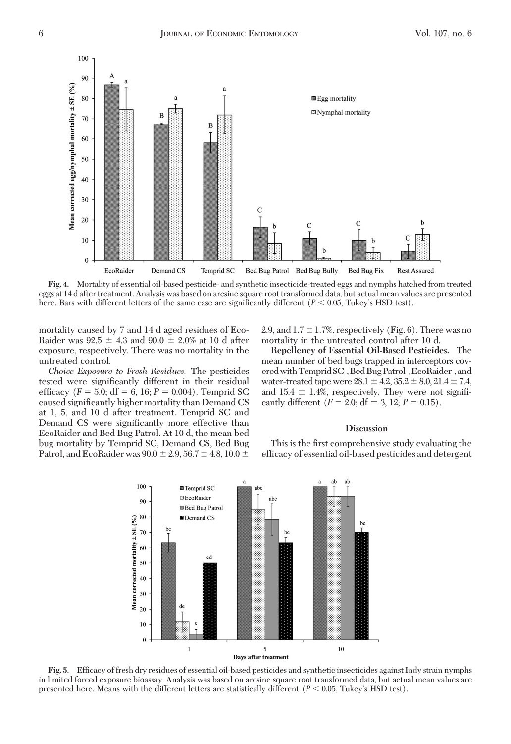Fig. 4. Mortality of essential oil-based pesticide- and synthetic insecticide-treated eggs and nymphs hatched from treated eggs at 14 d after treatment. Analysis was based on arcsine square root transformed data, but actual mean values are presented here. Bars with different letters of the same case are significantly different ($P < 0.05$, Tukey's HSD test).

mortality caused by 7 and 14 d aged residues of EcoRaider was 92.5 ± 4.3 and 90.0 ± 2.0% at 10 d after exposure, respectively. There was no mortality in the untreated control.

*Choice Exposure to Fresh Residues.* The pesticides tested were significantly different in their residual efficacy ($F = 5.0$; df = 6, 16; $P = 0.004$). Temprid SC caused significantly higher mortality than Demand CS at 1, 5, and 10 d after treatment. Temprid SC and Demand CS were significantly more effective than EcoRaider and Bed Bug Patrol. At 10 d, the mean bed bug mortality by Temprid SC, Demand CS, Bed Bug Patrol, and EcoRaider was 90.0 ± 2.9, 56.7 ± 4.8, 10.0 ± 2.9, and 1.7 ± 1.7%, respectively (Fig. 6). There was no mortality in the untreated control after 10 d.

**Repellency of Essential Oil-Based Pesticides.** The mean number of bed bugs trapped in interceptors covered with Temprid SC-, Bed Bug Patrol-, EcoRaider-, and water-treated tape were 28.1 ± 4.2, 35.2 ± 8.0, 21.4 ± 7.4, and 15.4 ± 1.4%, respectively. They were not significantly different ($F = 2.0$; df = 3, 12; $P = 0.15$).

## Discussion

This is the first comprehensive study evaluating the efficacy of essential oil-based pesticides and detergent

Fig. 5. Efficacy of fresh dry residues of essential oil-based pesticides and synthetic insecticides against Indy strain nymphs in limited forced exposure bioassay. Analysis was based on arcsine square root transformed data, but actual mean values are presented here. Means with the different letters are statistically different ($P < 0.05$, Tukey's HSD test).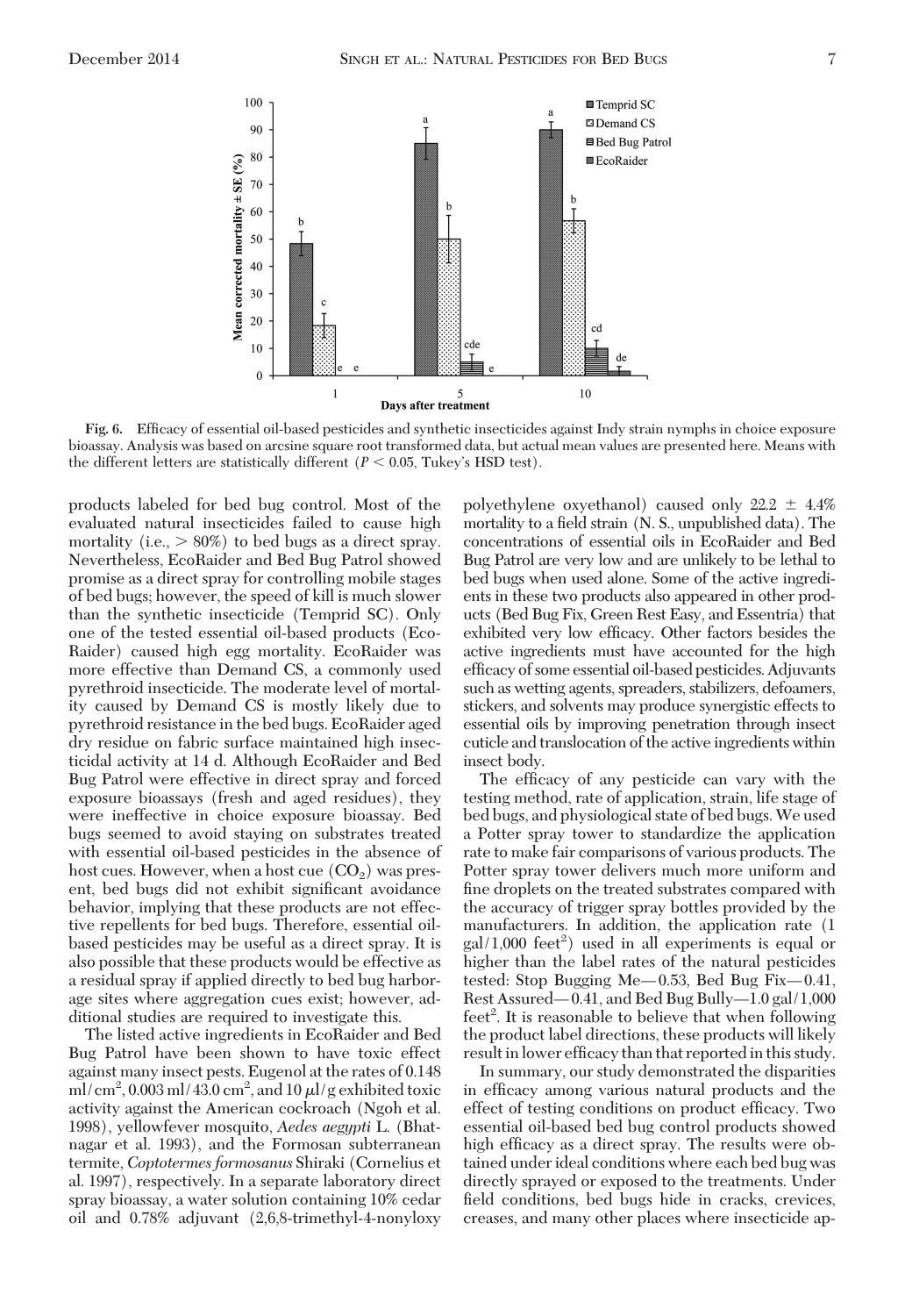Fig. 6. Efficacy of essential oil-based pesticides and synthetic insecticides against Indy strain nymphs in choice exposure bioassay. Analysis was based on arcsine square root transformed data, but actual mean values are presented here. Means with the different letters are statistically different ($P < 0.05$, Tukey's HSD test).

products labeled for bed bug control. Most of the evaluated natural insecticides failed to cause high mortality (i.e., > 80%) to bed bugs as a direct spray. Nevertheless, EcoRaider and Bed Bug Patrol showed promise as a direct spray for controlling mobile stages of bed bugs; however, the speed of kill is much slower than the synthetic insecticide (Temprid SC). Only one of the tested essential oil-based products (EcoRaider) caused high egg mortality. EcoRaider was more effective than Demand CS, a commonly used pyrethroid insecticide. The moderate level of mortality caused by Demand CS is mostly likely due to pyrethroid resistance in the bed bugs. EcoRaider aged dry residue on fabric surface maintained high insecticidal activity at 14 d. Although EcoRaider and Bed Bug Patrol were effective in direct spray and forced exposure bioassays (fresh and aged residues), they were ineffective in choice exposure bioassay. Bed bugs seemed to avoid staying on substrates treated with essential oil-based pesticides in the absence of host cues. However, when a host cue ($CO_2$) was present, bed bugs did not exhibit significant avoidance behavior, implying that these products are not effective repellents for bed bugs. Therefore, essential oil-based pesticides may be useful as a direct spray. It is also possible that these products would be effective as a residual spray if applied directly to bed bug harborage sites where aggregation cues exist; however, additional studies are required to investigate this.

The listed active ingredients in EcoRaider and Bed Bug Patrol have been shown to have toxic effect against many insect pests. Eugenol at the rates of 0.148 ml/cm$^2$, 0.003 ml/43.0 cm$^2$, and 10 $\mu$l/g exhibited toxic activity against the American cockroach (Ngoh et al. 1998), yellowfever mosquito, *Aedes aegypti* L. (Bhatnagar et al. 1993), and the Formosan subterranean termite, *Coptotermes formosanus* Shiraki (Cornelius et al. 1997), respectively. In a separate laboratory direct spray bioassay, a water solution containing 10% cedar oil and 0.78% adjuvant (2,6,8-trimethyl-4-nonyloxy polyethylene oxyethanol) caused only 22.2 ± 4.4% mortality to a field strain (N. S., unpublished data). The concentrations of essential oils in EcoRaider and Bed Bug Patrol are very low and are unlikely to be lethal to bed bugs when used alone. Some of the active ingredients in these two products also appeared in other products (Bed Bug Fix, Green Rest Easy, and Essentria) that exhibited very low efficacy. Other factors besides the active ingredients must have accounted for the high efficacy of some essential oil-based pesticides. Adjuvants such as wetting agents, spreaders, stabilizers, defoamers, stickers, and solvents may produce synergistic effects to essential oils by improving penetration through insect cuticle and translocation of the active ingredients within insect body.

The efficacy of any pesticide can vary with the testing method, rate of application, strain, life stage of bed bugs, and physiological state of bed bugs. We used a Potter spray tower to standardize the application rate to make fair comparisons of various products. The Potter spray tower delivers much more uniform and fine droplets on the treated substrates compared with the accuracy of trigger spray bottles provided by the manufacturers. In addition, the application rate (1 gal/1,000 feet$^2$) used in all experiments is equal or higher than the label rates of the natural pesticides tested: Stop Bugging Me—0.53, Bed Bug Fix—0.41, Rest Assured—0.41, and Bed Bug Bully—1.0 gal/1,000 feet$^2$. It is reasonable to believe that when following the product label directions, these products will likely result in lower efficacy than that reported in this study.

In summary, our study demonstrated the disparities in efficacy among various natural products and the effect of testing conditions on product efficacy. Two essential oil-based bed bug control products showed high efficacy as a direct spray. The results were obtained under ideal conditions where each bed bug was directly sprayed or exposed to the treatments. Under field conditions, bed bugs hide in cracks, crevices, creases, and many other places where insecticide ap-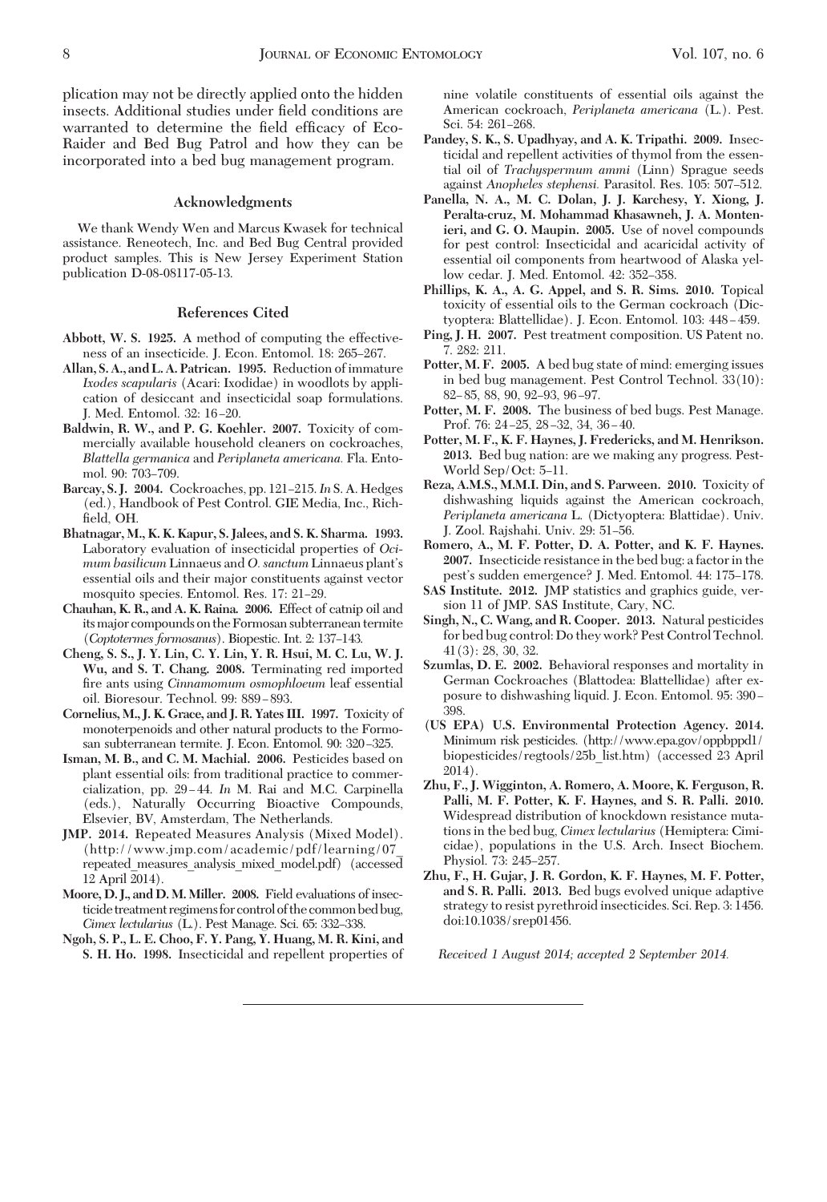plication may not be directly applied onto the hidden insects. Additional studies under field conditions are warranted to determine the field efficacy of Eco-Raider and Bed Bug Patrol and how they can be incorporated into a bed bug management program.

## Acknowledgments

We thank Wendy Wen and Marcus Kwasek for technical assistance. Reneotech, Inc. and Bed Bug Central provided product samples. This is New Jersey Experiment Station publication D-08-08117-05-13.

## References Cited

**Abbott, W. S. 1925.** A method of computing the effectiveness of an insecticide. J. Econ. Entomol. 18: 265–267.

**Allan, S. A., and L. A. Patrican. 1995.** Reduction of immature *Ixodes scapularis* (Acari: Ixodidae) in woodlots by application of desiccant and insecticidal soap formulations. J. Med. Entomol. 32: 16–20.

**Baldwin, R. W., and P. G. Koehler. 2007.** Toxicity of commercially available household cleaners on cockroaches, *Blattella germanica* and *Periplaneta americana.* Fla. Entomol. 90: 703–709.

**Barcay, S. J. 2004.** Cockroaches, pp. 121–215. *In* S. A. Hedges (ed.), Handbook of Pest Control. GIE Media, Inc., Richfield, OH.

**Bhatnagar, M., K. K. Kapur, S. Jalees, and S. K. Sharma. 1993.** Laboratory evaluation of insecticidal properties of *Ocimum basilicum* Linnaeus and *O. sanctum* Linnaeus plant's essential oils and their major constituents against vector mosquito species. Entomol. Res. 17: 21–29.

**Chauhan, K. R., and A. K. Raina. 2006.** Effect of catnip oil and its major compounds on the Formosan subterranean termite (*Coptotermes formosanus*). Biopestic. Int. 2: 137–143.

**Cheng, S. S., J. Y. Lin, C. Y. Lin, Y. R. Hsui, M. C. Lu, W. J. Wu, and S. T. Chang. 2008.** Terminating red imported fire ants using *Cinnamomum osmophloeum* leaf essential oil. Bioresour. Technol. 99: 889–893.

**Cornelius, M., J. K. Grace, and J. R. Yates III. 1997.** Toxicity of monoterpenoids and other natural products to the Formosan subterranean termite. J. Econ. Entomol. 90: 320–325.

**Isman, M. B., and C. M. Machial. 2006.** Pesticides based on plant essential oils: from traditional practice to commercialization, pp. 29–44. *In* M. Rai and M.C. Carpinella (eds.), Naturally Occurring Bioactive Compounds, Elsevier, BV, Amsterdam, The Netherlands.

**JMP. 2014.** Repeated Measures Analysis (Mixed Model). (http://www.jmp.com/academic/pdf/learning/07_repeated_measures_analysis_mixed_model.pdf) (accessed 12 April 2014).

**Moore, D. J., and D. M. Miller. 2008.** Field evaluations of insecticide treatment regimens for control of the common bed bug, *Cimex lectularius* (L.). Pest Manage. Sci. 65: 332–338.

**Ngoh, S. P., L. E. Choo, F. Y. Pang, Y. Huang, M. R. Kini, and S. H. Ho. 1998.** Insecticidal and repellent properties of nine volatile constituents of essential oils against the American cockroach, *Periplaneta americana* (L.). Pest. Sci. 54: 261–268.

**Pandey, S. K., S. Upadhyay, and A. K. Tripathi. 2009.** Insecticidal and repellent activities of thymol from the essential oil of *Trachyspermum ammi* (Linn) Sprague seeds against *Anopheles stephensi.* Parasitol. Res. 105: 507–512.

**Panella, N. A., M. C. Dolan, J. J. Karchesy, Y. Xiong, J. Peralta-cruz, M. Mohammad Khasawneh, J. A. Montenieri, and G. O. Maupin. 2005.** Use of novel compounds for pest control: Insecticidal and acaricidal activity of essential oil components from heartwood of Alaska yellow cedar. J. Med. Entomol. 42: 352–358.

**Phillips, K. A., A. G. Appel, and S. R. Sims. 2010.** Topical toxicity of essential oils to the German cockroach (Dictyoptera: Blattellidae). J. Econ. Entomol. 103: 448–459.

**Ping, J. H. 2007.** Pest treatment composition. US Patent no. 7. 282: 211.

**Potter, M. F. 2005.** A bed bug state of mind: emerging issues in bed bug management. Pest Control Technol. 33(10): 82–85, 88, 90, 92–93, 96–97.

**Potter, M. F. 2008.** The business of bed bugs. Pest Manage. Prof. 76: 24–25, 28–32, 34, 36–40.

**Potter, M. F., K. F. Haynes, J. Fredericks, and M. Henrikson. 2013.** Bed bug nation: are we making any progress. Pest-World Sep/Oct: 5–11.

**Reza, A.M.S., M.M.I. Din, and S. Parween. 2010.** Toxicity of dishwashing liquids against the American cockroach, *Periplaneta americana* L. (Dictyoptera: Blattidae). Univ. J. Zool. Rajshahi. Univ. 29: 51–56.

**Romero, A., M. F. Potter, D. A. Potter, and K. F. Haynes. 2007.** Insecticide resistance in the bed bug: a factor in the pest's sudden emergence? J. Med. Entomol. 44: 175–178.

**SAS Institute. 2012.** JMP statistics and graphics guide, version 11 of JMP. SAS Institute, Cary, NC.

**Singh, N., C. Wang, and R. Cooper. 2013.** Natural pesticides for bed bug control: Do they work? Pest Control Technol. 41(3): 28, 30, 32.

**Szumlas, D. E. 2002.** Behavioral responses and mortality in German Cockroaches (Blattodea: Blattellidae) after exposure to dishwashing liquid. J. Econ. Entomol. 95: 390–398.

**(US EPA) U.S. Environmental Protection Agency. 2014.** Minimum risk pesticides. (http://www.epa.gov/oppbppd1/biopesticides/regtools/25b_list.htm) (accessed 23 April 2014).

**Zhu, F., J. Wigginton, A. Romero, A. Moore, K. Ferguson, R. Palli, M. F. Potter, K. F. Haynes, and S. R. Palli. 2010.** Widespread distribution of knockdown resistance mutations in the bed bug, *Cimex lectularius* (Hemiptera: Cimicidae), populations in the U.S. Arch. Insect Biochem. Physiol. 73: 245–257.

**Zhu, F., H. Gujar, J. R. Gordon, K. F. Haynes, M. F. Potter, and S. R. Palli. 2013.** Bed bugs evolved unique adaptive strategy to resist pyrethroid insecticides. Sci. Rep. 3: 1456. doi:10.1038/srep01456.

*Received 1 August 2014; accepted 2 September 2014.*